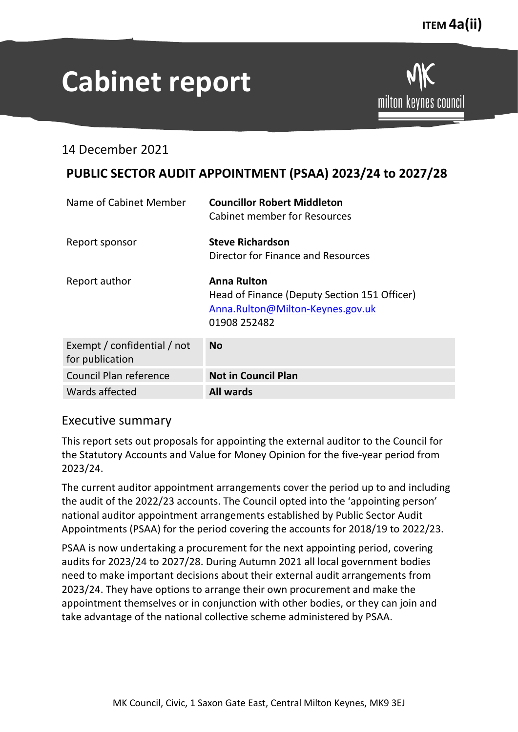ITEM **4a(ii)**

# Cabinet report

milton keynes council

14 December 2021

## PUBLIC SECTOR AUDIT APPOINTMENT (PSAA) 2023/24 to 2027/28

| | |
|---|---|
| Name of Cabinet Member | **Councillor Robert Middleton**<br>Cabinet member for Resources |
| Report sponsor | **Steve Richardson**<br>Director for Finance and Resources |
| Report author | **Anna Rulton**<br>Head of Finance (Deputy Section 151 Officer)<br>Anna.Rulton@Milton-Keynes.gov.uk<br>01908 252482 |

| | |
|---|---|
| Exempt / confidential / not for publication | **No** |
| Council Plan reference | **Not in Council Plan** |
| Wards affected | **All wards** |

## Executive summary

This report sets out proposals for appointing the external auditor to the Council for the Statutory Accounts and Value for Money Opinion for the five-year period from 2023/24.

The current auditor appointment arrangements cover the period up to and including the audit of the 2022/23 accounts. The Council opted into the 'appointing person' national auditor appointment arrangements established by Public Sector Audit Appointments (PSAA) for the period covering the accounts for 2018/19 to 2022/23.

PSAA is now undertaking a procurement for the next appointing period, covering audits for 2023/24 to 2027/28. During Autumn 2021 all local government bodies need to make important decisions about their external audit arrangements from 2023/24. They have options to arrange their own procurement and make the appointment themselves or in conjunction with other bodies, or they can join and take advantage of the national collective scheme administered by PSAA.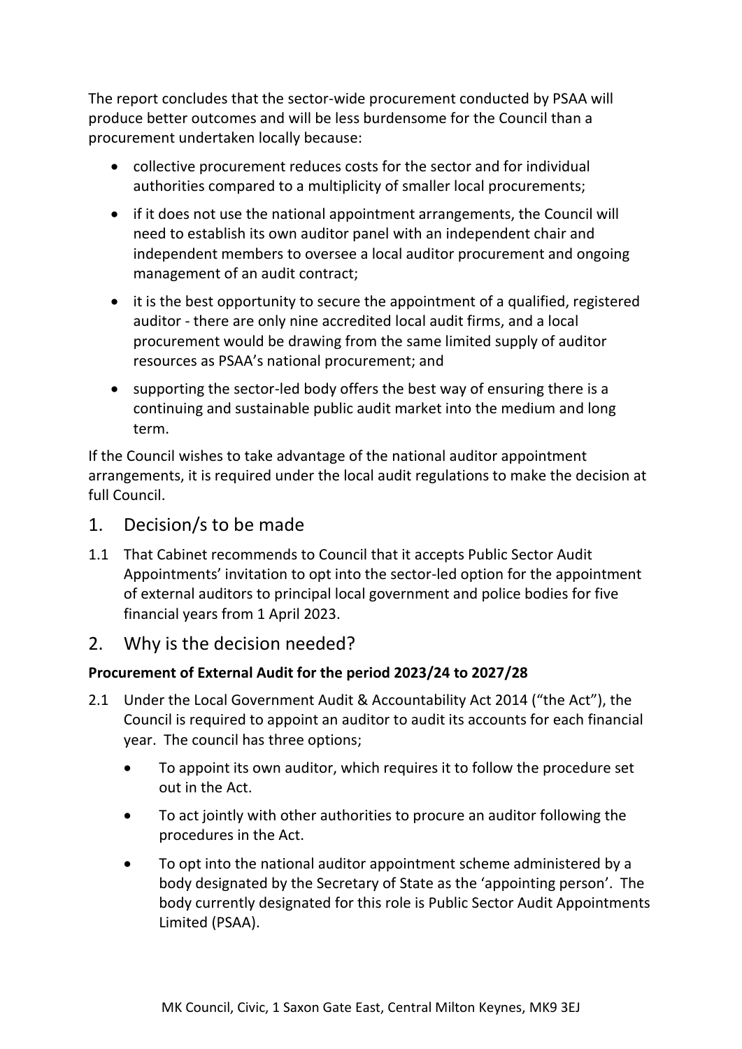The report concludes that the sector-wide procurement conducted by PSAA will produce better outcomes and will be less burdensome for the Council than a procurement undertaken locally because:

- collective procurement reduces costs for the sector and for individual authorities compared to a multiplicity of smaller local procurements;
- if it does not use the national appointment arrangements, the Council will need to establish its own auditor panel with an independent chair and independent members to oversee a local auditor procurement and ongoing management of an audit contract;
- it is the best opportunity to secure the appointment of a qualified, registered auditor - there are only nine accredited local audit firms, and a local procurement would be drawing from the same limited supply of auditor resources as PSAA's national procurement; and
- supporting the sector-led body offers the best way of ensuring there is a continuing and sustainable public audit market into the medium and long term.

If the Council wishes to take advantage of the national auditor appointment arrangements, it is required under the local audit regulations to make the decision at full Council.

## 1. Decision/s to be made

1.1 That Cabinet recommends to Council that it accepts Public Sector Audit Appointments' invitation to opt into the sector-led option for the appointment of external auditors to principal local government and police bodies for five financial years from 1 April 2023.

## 2. Why is the decision needed?

**Procurement of External Audit for the period 2023/24 to 2027/28**

2.1 Under the Local Government Audit & Accountability Act 2014 ("the Act"), the Council is required to appoint an auditor to audit its accounts for each financial year. The council has three options;

- To appoint its own auditor, which requires it to follow the procedure set out in the Act.
- To act jointly with other authorities to procure an auditor following the procedures in the Act.
- To opt into the national auditor appointment scheme administered by a body designated by the Secretary of State as the 'appointing person'. The body currently designated for this role is Public Sector Audit Appointments Limited (PSAA).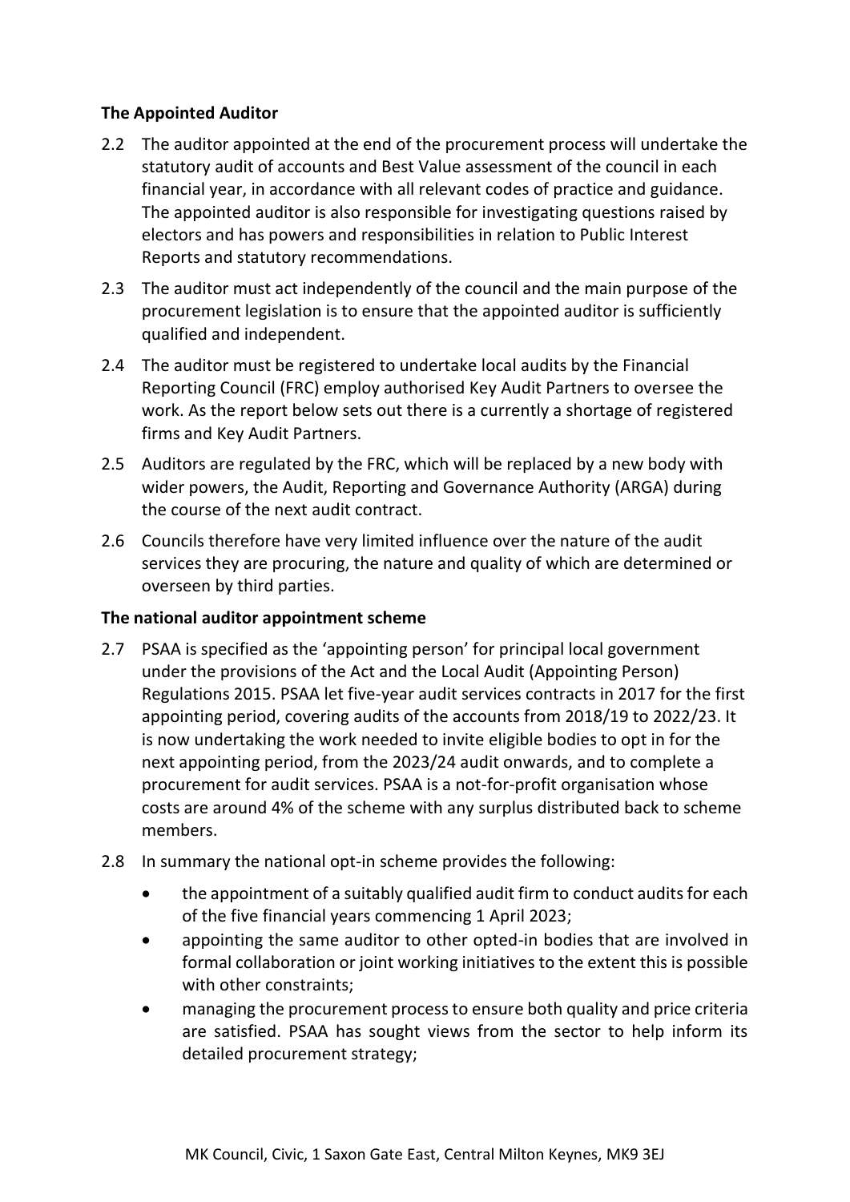### The Appointed Auditor

2.2 The auditor appointed at the end of the procurement process will undertake the statutory audit of accounts and Best Value assessment of the council in each financial year, in accordance with all relevant codes of practice and guidance. The appointed auditor is also responsible for investigating questions raised by electors and has powers and responsibilities in relation to Public Interest Reports and statutory recommendations.

2.3 The auditor must act independently of the council and the main purpose of the procurement legislation is to ensure that the appointed auditor is sufficiently qualified and independent.

2.4 The auditor must be registered to undertake local audits by the Financial Reporting Council (FRC) employ authorised Key Audit Partners to oversee the work. As the report below sets out there is a currently a shortage of registered firms and Key Audit Partners.

2.5 Auditors are regulated by the FRC, which will be replaced by a new body with wider powers, the Audit, Reporting and Governance Authority (ARGA) during the course of the next audit contract.

2.6 Councils therefore have very limited influence over the nature of the audit services they are procuring, the nature and quality of which are determined or overseen by third parties.

### The national auditor appointment scheme

2.7 PSAA is specified as the 'appointing person' for principal local government under the provisions of the Act and the Local Audit (Appointing Person) Regulations 2015. PSAA let five-year audit services contracts in 2017 for the first appointing period, covering audits of the accounts from 2018/19 to 2022/23. It is now undertaking the work needed to invite eligible bodies to opt in for the next appointing period, from the 2023/24 audit onwards, and to complete a procurement for audit services. PSAA is a not-for-profit organisation whose costs are around 4% of the scheme with any surplus distributed back to scheme members.

2.8 In summary the national opt-in scheme provides the following:

- the appointment of a suitably qualified audit firm to conduct audits for each of the five financial years commencing 1 April 2023;
- appointing the same auditor to other opted-in bodies that are involved in formal collaboration or joint working initiatives to the extent this is possible with other constraints;
- managing the procurement process to ensure both quality and price criteria are satisfied. PSAA has sought views from the sector to help inform its detailed procurement strategy;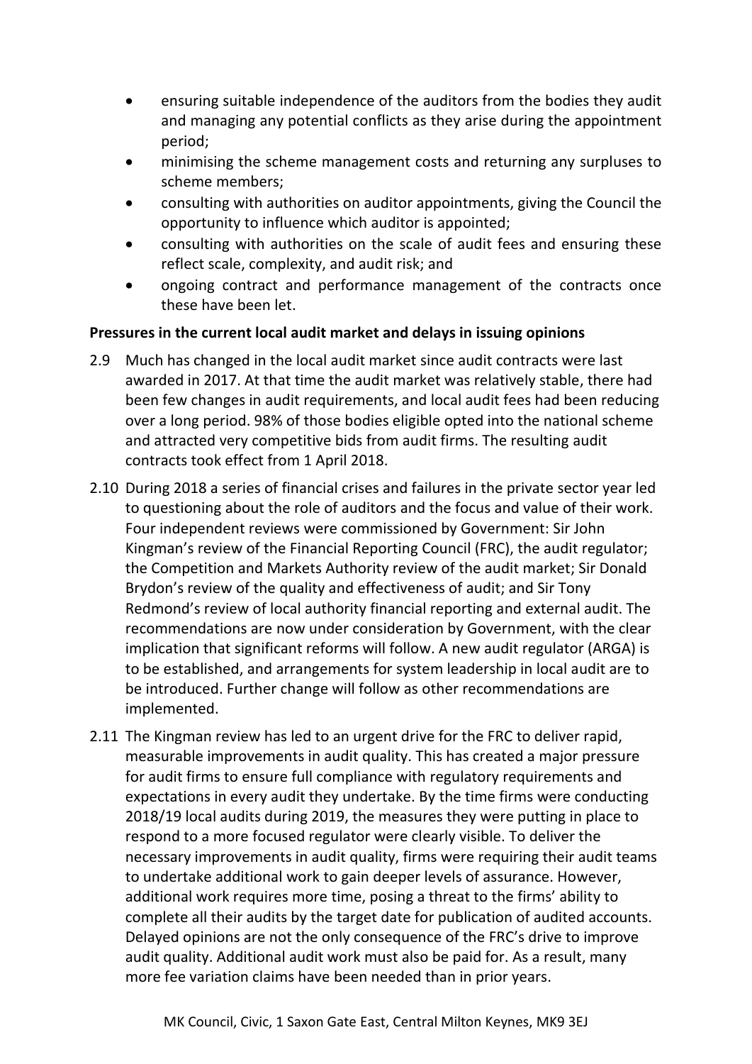- ensuring suitable independence of the auditors from the bodies they audit and managing any potential conflicts as they arise during the appointment period;
- minimising the scheme management costs and returning any surpluses to scheme members;
- consulting with authorities on auditor appointments, giving the Council the opportunity to influence which auditor is appointed;
- consulting with authorities on the scale of audit fees and ensuring these reflect scale, complexity, and audit risk; and
- ongoing contract and performance management of the contracts once these have been let.

**Pressures in the current local audit market and delays in issuing opinions**

2.9 Much has changed in the local audit market since audit contracts were last awarded in 2017. At that time the audit market was relatively stable, there had been few changes in audit requirements, and local audit fees had been reducing over a long period. 98% of those bodies eligible opted into the national scheme and attracted very competitive bids from audit firms. The resulting audit contracts took effect from 1 April 2018.

2.10 During 2018 a series of financial crises and failures in the private sector year led to questioning about the role of auditors and the focus and value of their work. Four independent reviews were commissioned by Government: Sir John Kingman's review of the Financial Reporting Council (FRC), the audit regulator; the Competition and Markets Authority review of the audit market; Sir Donald Brydon's review of the quality and effectiveness of audit; and Sir Tony Redmond's review of local authority financial reporting and external audit. The recommendations are now under consideration by Government, with the clear implication that significant reforms will follow. A new audit regulator (ARGA) is to be established, and arrangements for system leadership in local audit are to be introduced. Further change will follow as other recommendations are implemented.

2.11 The Kingman review has led to an urgent drive for the FRC to deliver rapid, measurable improvements in audit quality. This has created a major pressure for audit firms to ensure full compliance with regulatory requirements and expectations in every audit they undertake. By the time firms were conducting 2018/19 local audits during 2019, the measures they were putting in place to respond to a more focused regulator were clearly visible. To deliver the necessary improvements in audit quality, firms were requiring their audit teams to undertake additional work to gain deeper levels of assurance. However, additional work requires more time, posing a threat to the firms' ability to complete all their audits by the target date for publication of audited accounts. Delayed opinions are not the only consequence of the FRC's drive to improve audit quality. Additional audit work must also be paid for. As a result, many more fee variation claims have been needed than in prior years.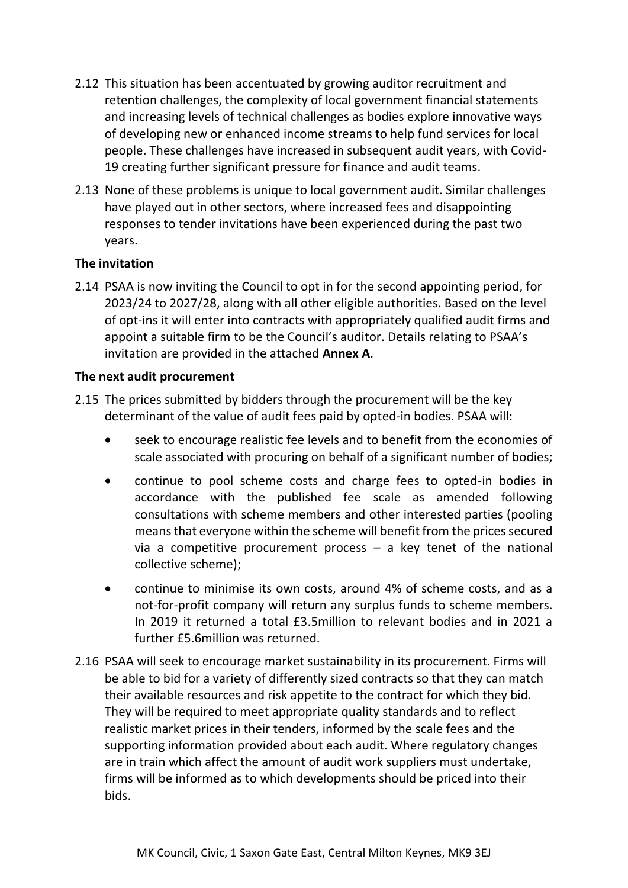2.12 This situation has been accentuated by growing auditor recruitment and retention challenges, the complexity of local government financial statements and increasing levels of technical challenges as bodies explore innovative ways of developing new or enhanced income streams to help fund services for local people. These challenges have increased in subsequent audit years, with Covid-19 creating further significant pressure for finance and audit teams.

2.13 None of these problems is unique to local government audit. Similar challenges have played out in other sectors, where increased fees and disappointing responses to tender invitations have been experienced during the past two years.

**The invitation**

2.14 PSAA is now inviting the Council to opt in for the second appointing period, for 2023/24 to 2027/28, along with all other eligible authorities. Based on the level of opt-ins it will enter into contracts with appropriately qualified audit firms and appoint a suitable firm to be the Council's auditor. Details relating to PSAA's invitation are provided in the attached **Annex A**.

**The next audit procurement**

2.15 The prices submitted by bidders through the procurement will be the key determinant of the value of audit fees paid by opted-in bodies. PSAA will:

- seek to encourage realistic fee levels and to benefit from the economies of scale associated with procuring on behalf of a significant number of bodies;
- continue to pool scheme costs and charge fees to opted-in bodies in accordance with the published fee scale as amended following consultations with scheme members and other interested parties (pooling means that everyone within the scheme will benefit from the prices secured via a competitive procurement process – a key tenet of the national collective scheme);
- continue to minimise its own costs, around 4% of scheme costs, and as a not-for-profit company will return any surplus funds to scheme members. In 2019 it returned a total £3.5million to relevant bodies and in 2021 a further £5.6million was returned.

2.16 PSAA will seek to encourage market sustainability in its procurement. Firms will be able to bid for a variety of differently sized contracts so that they can match their available resources and risk appetite to the contract for which they bid. They will be required to meet appropriate quality standards and to reflect realistic market prices in their tenders, informed by the scale fees and the supporting information provided about each audit. Where regulatory changes are in train which affect the amount of audit work suppliers must undertake, firms will be informed as to which developments should be priced into their bids.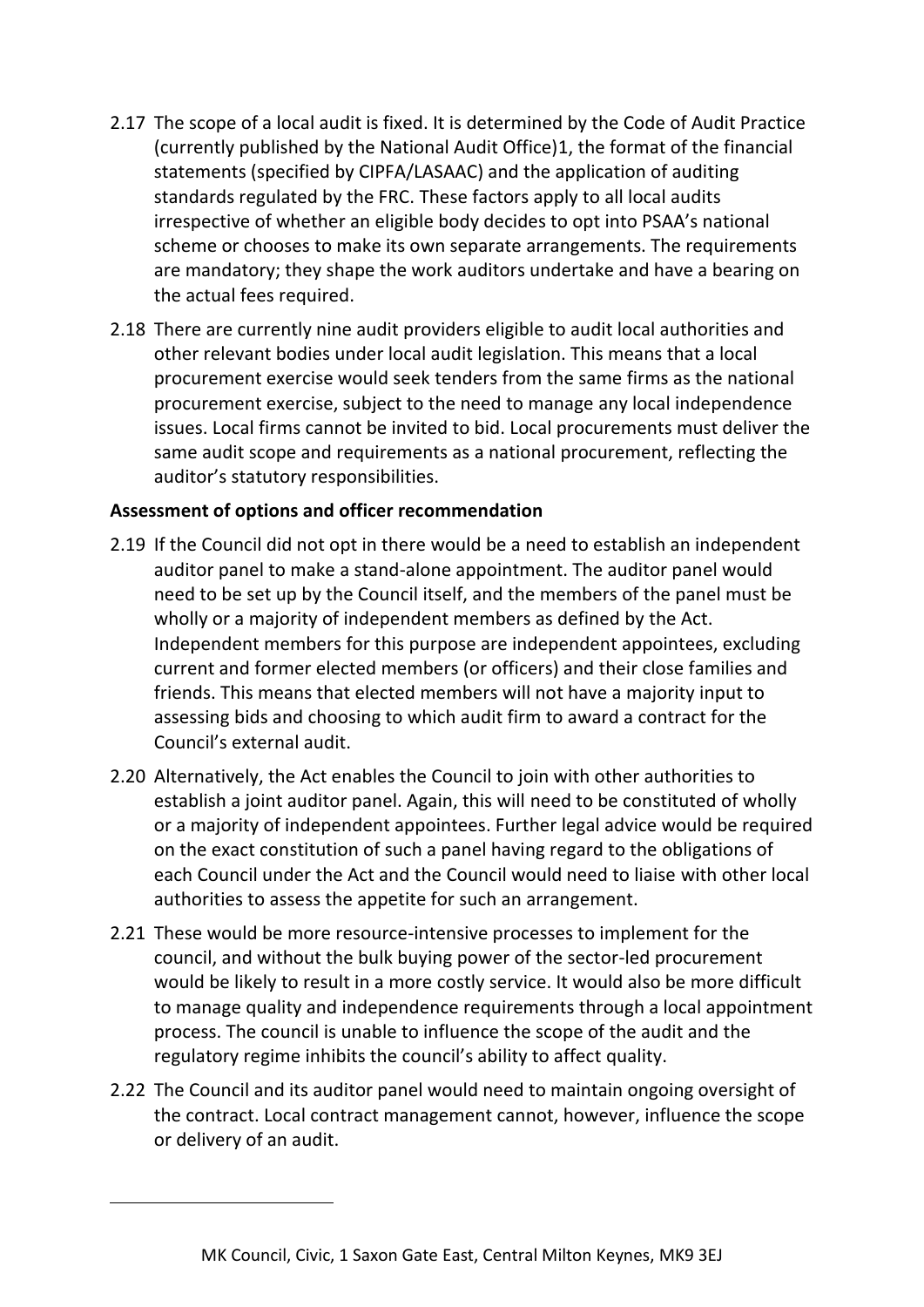2.17 The scope of a local audit is fixed. It is determined by the Code of Audit Practice (currently published by the National Audit Office)1, the format of the financial statements (specified by CIPFA/LASAAC) and the application of auditing standards regulated by the FRC. These factors apply to all local audits irrespective of whether an eligible body decides to opt into PSAA's national scheme or chooses to make its own separate arrangements. The requirements are mandatory; they shape the work auditors undertake and have a bearing on the actual fees required.

2.18 There are currently nine audit providers eligible to audit local authorities and other relevant bodies under local audit legislation. This means that a local procurement exercise would seek tenders from the same firms as the national procurement exercise, subject to the need to manage any local independence issues. Local firms cannot be invited to bid. Local procurements must deliver the same audit scope and requirements as a national procurement, reflecting the auditor's statutory responsibilities.

**Assessment of options and officer recommendation**

2.19 If the Council did not opt in there would be a need to establish an independent auditor panel to make a stand-alone appointment. The auditor panel would need to be set up by the Council itself, and the members of the panel must be wholly or a majority of independent members as defined by the Act. Independent members for this purpose are independent appointees, excluding current and former elected members (or officers) and their close families and friends. This means that elected members will not have a majority input to assessing bids and choosing to which audit firm to award a contract for the Council's external audit.

2.20 Alternatively, the Act enables the Council to join with other authorities to establish a joint auditor panel. Again, this will need to be constituted of wholly or a majority of independent appointees. Further legal advice would be required on the exact constitution of such a panel having regard to the obligations of each Council under the Act and the Council would need to liaise with other local authorities to assess the appetite for such an arrangement.

2.21 These would be more resource-intensive processes to implement for the council, and without the bulk buying power of the sector-led procurement would be likely to result in a more costly service. It would also be more difficult to manage quality and independence requirements through a local appointment process. The council is unable to influence the scope of the audit and the regulatory regime inhibits the council's ability to affect quality.

2.22 The Council and its auditor panel would need to maintain ongoing oversight of the contract. Local contract management cannot, however, influence the scope or delivery of an audit.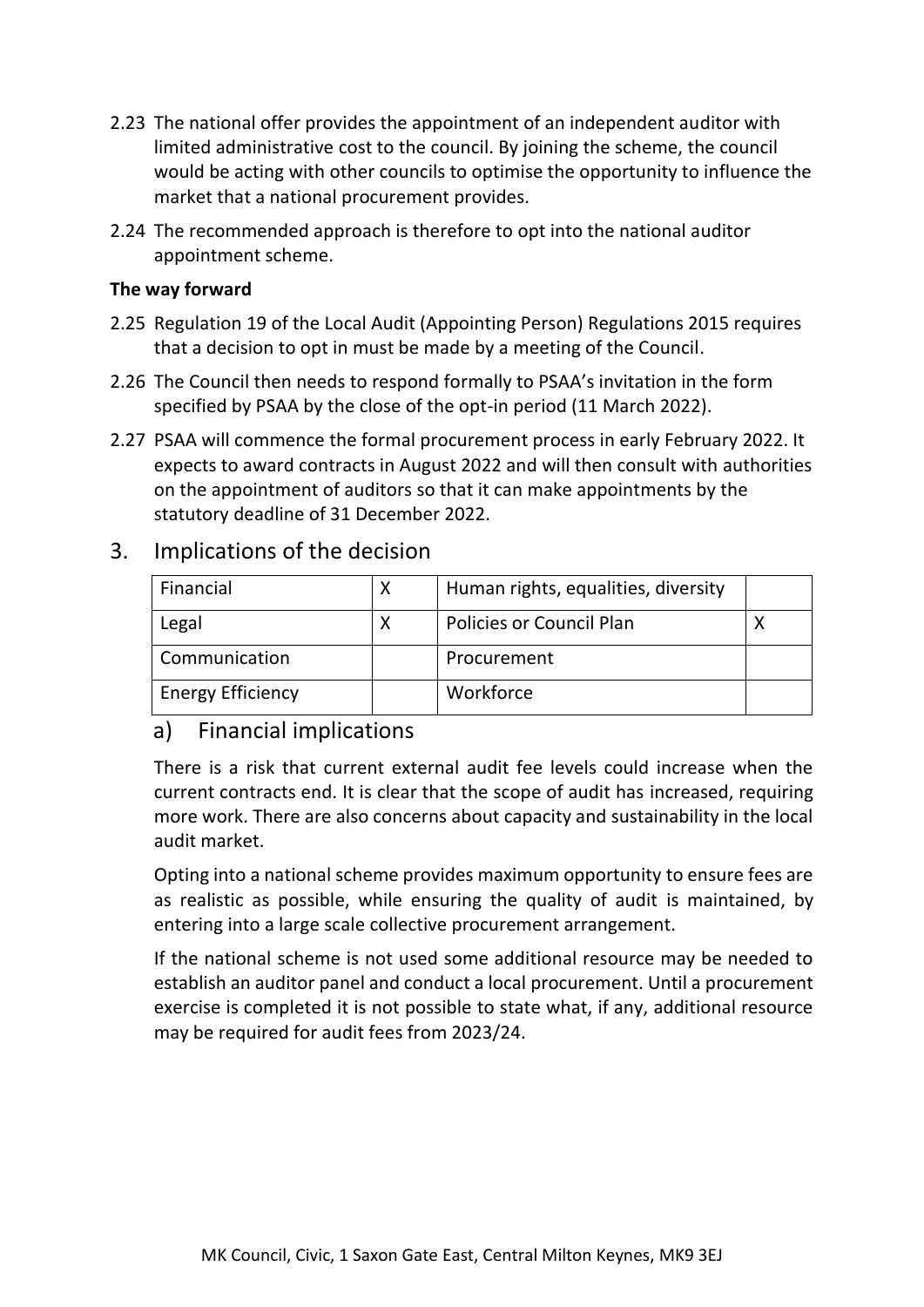2.23 The national offer provides the appointment of an independent auditor with limited administrative cost to the council. By joining the scheme, the council would be acting with other councils to optimise the opportunity to influence the market that a national procurement provides.

2.24 The recommended approach is therefore to opt into the national auditor appointment scheme.

**The way forward**

2.25 Regulation 19 of the Local Audit (Appointing Person) Regulations 2015 requires that a decision to opt in must be made by a meeting of the Council.

2.26 The Council then needs to respond formally to PSAA's invitation in the form specified by PSAA by the close of the opt-in period (11 March 2022).

2.27 PSAA will commence the formal procurement process in early February 2022. It expects to award contracts in August 2022 and will then consult with authorities on the appointment of auditors so that it can make appointments by the statutory deadline of 31 December 2022.

## 3. Implications of the decision

| Financial | X | Human rights, equalities, diversity | |
|---|---|---|---|
| Legal | X | Policies or Council Plan | X |
| Communication | | Procurement | |
| Energy Efficiency | | Workforce | |

### a) Financial implications

There is a risk that current external audit fee levels could increase when the current contracts end. It is clear that the scope of audit has increased, requiring more work. There are also concerns about capacity and sustainability in the local audit market.

Opting into a national scheme provides maximum opportunity to ensure fees are as realistic as possible, while ensuring the quality of audit is maintained, by entering into a large scale collective procurement arrangement.

If the national scheme is not used some additional resource may be needed to establish an auditor panel and conduct a local procurement. Until a procurement exercise is completed it is not possible to state what, if any, additional resource may be required for audit fees from 2023/24.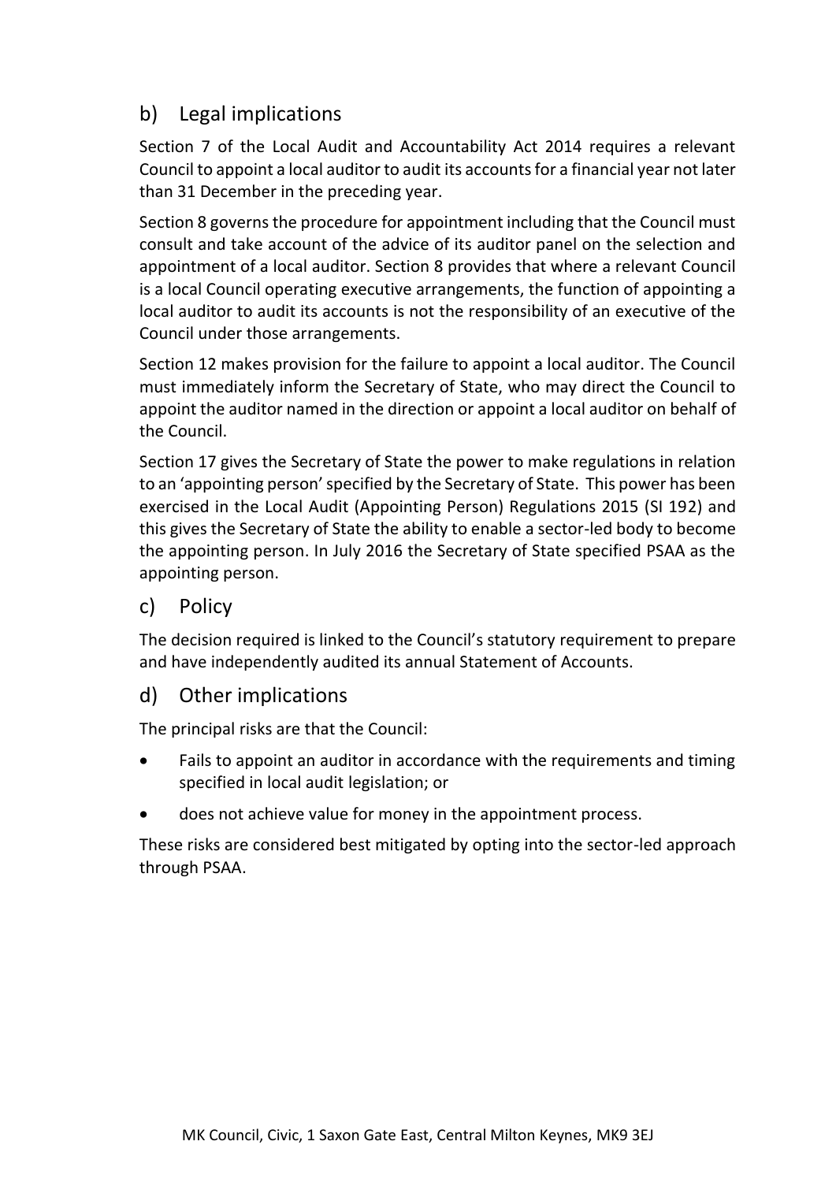## b) Legal implications

Section 7 of the Local Audit and Accountability Act 2014 requires a relevant Council to appoint a local auditor to audit its accounts for a financial year not later than 31 December in the preceding year.

Section 8 governs the procedure for appointment including that the Council must consult and take account of the advice of its auditor panel on the selection and appointment of a local auditor. Section 8 provides that where a relevant Council is a local Council operating executive arrangements, the function of appointing a local auditor to audit its accounts is not the responsibility of an executive of the Council under those arrangements.

Section 12 makes provision for the failure to appoint a local auditor. The Council must immediately inform the Secretary of State, who may direct the Council to appoint the auditor named in the direction or appoint a local auditor on behalf of the Council.

Section 17 gives the Secretary of State the power to make regulations in relation to an 'appointing person' specified by the Secretary of State. This power has been exercised in the Local Audit (Appointing Person) Regulations 2015 (SI 192) and this gives the Secretary of State the ability to enable a sector-led body to become the appointing person. In July 2016 the Secretary of State specified PSAA as the appointing person.

## c) Policy

The decision required is linked to the Council's statutory requirement to prepare and have independently audited its annual Statement of Accounts.

## d) Other implications

The principal risks are that the Council:

- Fails to appoint an auditor in accordance with the requirements and timing specified in local audit legislation; or
- does not achieve value for money in the appointment process.

These risks are considered best mitigated by opting into the sector-led approach through PSAA.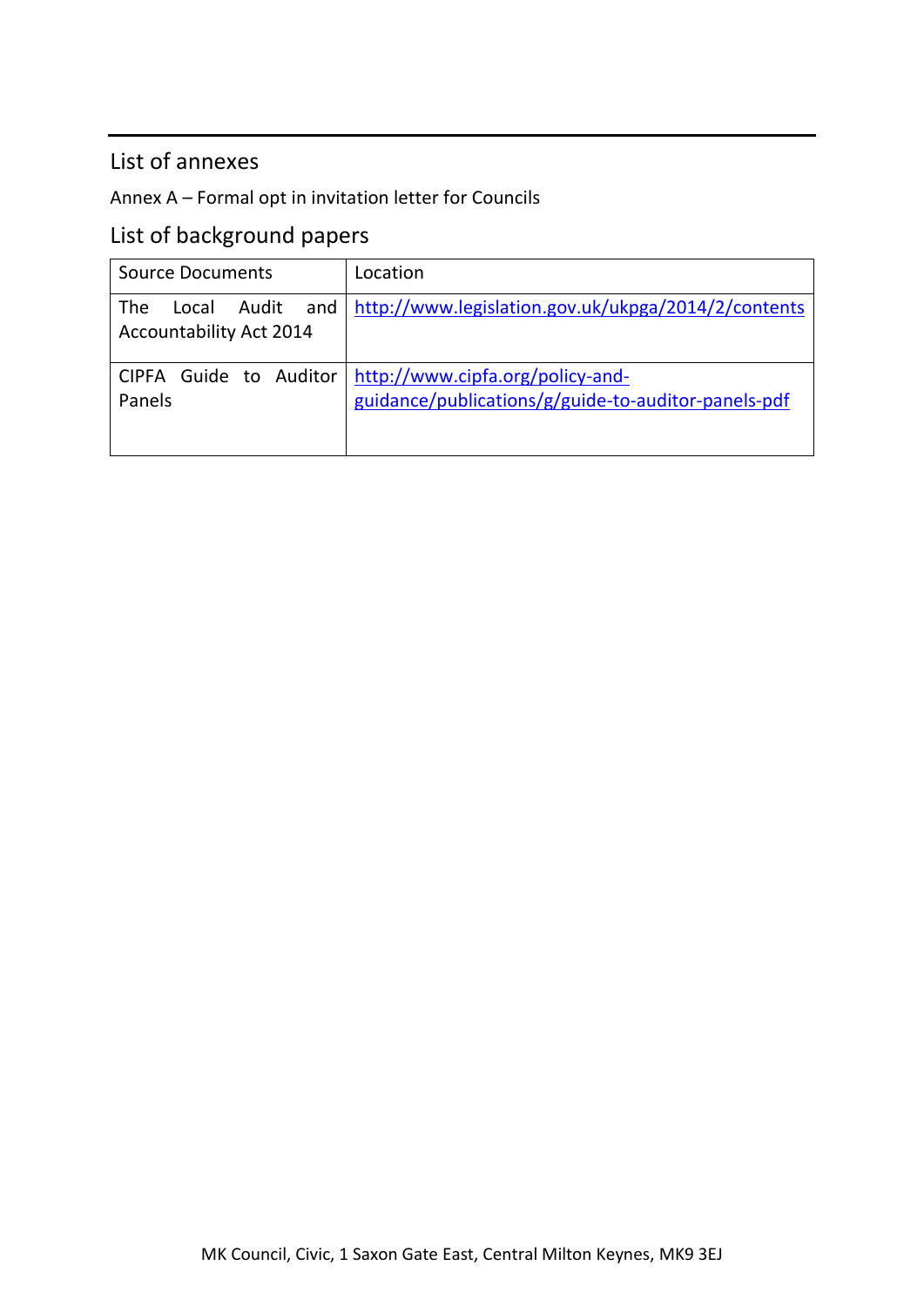## List of annexes

Annex A – Formal opt in invitation letter for Councils

## List of background papers

| Source Documents | Location |
|---|---|
| The Local Audit and Accountability Act 2014 | http://www.legislation.gov.uk/ukpga/2014/2/contents |
| CIPFA Guide to Auditor Panels | http://www.cipfa.org/policy-and-guidance/publications/g/guide-to-auditor-panels-pdf |